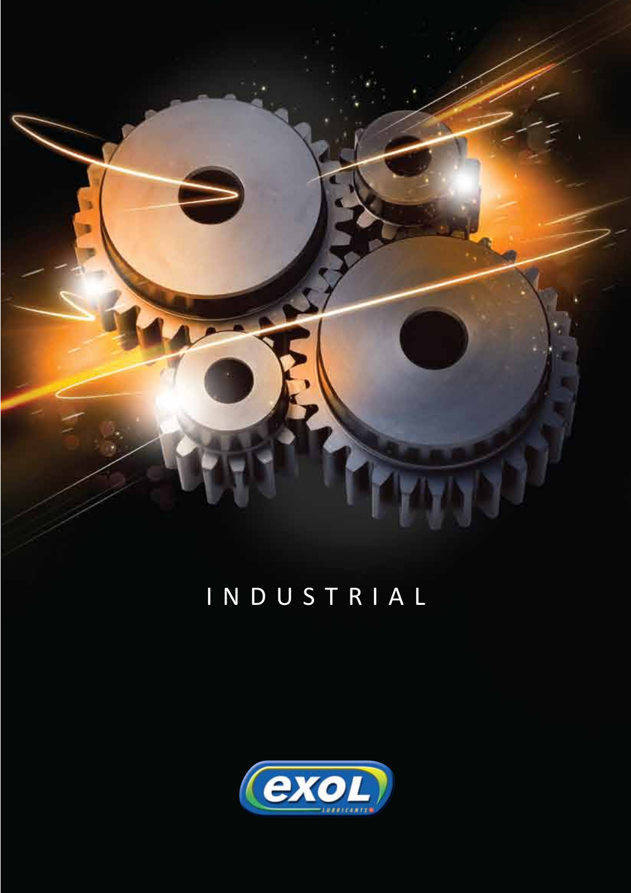# INDUSTRIAL

exol

LUBRICANTS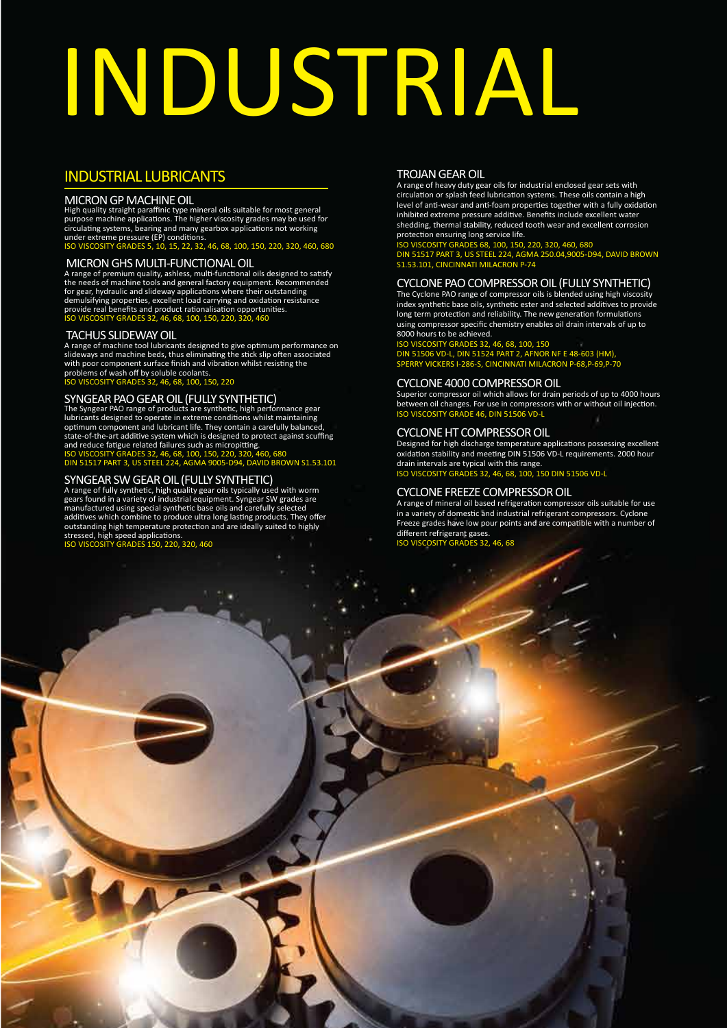# INDUSTRIAL

## INDUSTRIAL LUBRICANTS

### MICRON GP MACHINE OIL

High quality straight paraffinic type mineral oils suitable for most general purpose machine applications. The higher viscosity grades may be used for circulating systems, bearing and many gearbox applications not working under extreme pressure (EP) conditions.

ISO VISCOSITY GRADES 5, 10, 15, 22, 32, 46, 68, 100, 150, 220, 320, 460, 680

### MICRON GHS MULTI-FUNCTIONAL OIL

A range of premium quality, ashless, multi-functional oils designed to satisfy the needs of machine tools and general factory equipment. Recommended for gear, hydraulic and slideway applications where their outstanding demulsifying properties, excellent load carrying and oxidation resistance provide real benefits and product rationalisation opportunities.

ISO VISCOSITY GRADES 32, 46, 68, 100, 150, 220, 320, 460

### TACHUS SLIDEWAY OIL

A range of machine tool lubricants designed to give optimum performance on slideways and machine beds, thus eliminating the stick slip often associated with poor component surface finish and vibration whilst resisting the problems of wash off by soluble coolants.

ISO VISCOSITY GRADES 32, 46, 68, 100, 150, 220

### SYNGEAR PAO GEAR OIL (FULLY SYNTHETIC)

The Syngear PAO range of products are synthetic, high performance gear lubricants designed to operate in extreme conditions whilst maintaining optimum component and lubricant life. They contain a carefully balanced, state-of-the-art additive system which is designed to protect against scuffing and reduce fatigue related failures such as micropitting.

ISO VISCOSITY GRADES 32, 46, 68, 100, 150, 220, 320, 460, 680
DIN 51517 PART 3, US STEEL 224, AGMA 9005-D94, DAVID BROWN S1.53.101

### SYNGEAR SW GEAR OIL (FULLY SYNTHETIC)

A range of fully synthetic, high quality gear oils typically used with worm gears found in a variety of industrial equipment. Syngear SW grades are manufactured using special synthetic base oils and carefully selected additives which combine to produce ultra long lasting products. They offer outstanding high temperature protection and are ideally suited to highly stressed, high speed applications.

ISO VISCOSITY GRADES 150, 220, 320, 460

### TROJAN GEAR OIL

A range of heavy duty gear oils for industrial enclosed gear sets with circulation or splash feed lubrication systems. These oils contain a high level of anti-wear and anti-foam properties together with a fully oxidation inhibited extreme pressure additive. Benefits include excellent water shedding, thermal stability, reduced tooth wear and excellent corrosion protection ensuring long service life.

ISO VISCOSITY GRADES 68, 100, 150, 220, 320, 460, 680
DIN 51517 PART 3, US STEEL 224, AGMA 250.04,9005-D94, DAVID BROWN S1.53.101, CINCINNATI MILACRON P-74

### CYCLONE PAO COMPRESSOR OIL (FULLY SYNTHETIC)

The Cyclone PAO range of compressor oils is blended using high viscosity index synthetic base oils, synthetic ester and selected additives to provide long term protection and reliability. The new generation formulations using compressor specific chemistry enables oil drain intervals of up to 8000 hours to be achieved.

ISO VISCOSITY GRADES 32, 46, 68, 100, 150
DIN 51506 VD-L, DIN 51524 PART 2, AFNOR NF E 48-603 (HM), SPERRY VICKERS I-286-S, CINCINNATI MILACRON P-68,P-69,P-70

### CYCLONE 4000 COMPRESSOR OIL

Superior compressor oil which allows for drain periods of up to 4000 hours between oil changes. For use in compressors with or without oil injection.

ISO VISCOSITY GRADE 46, DIN 51506 VD-L

### CYCLONE HT COMPRESSOR OIL

Designed for high discharge temperature applications possessing excellent oxidation stability and meeting DIN 51506 VD-L requirements. 2000 hour drain intervals are typical with this range.

ISO VISCOSITY GRADES 32, 46, 68, 100, 150 DIN 51506 VD-L

### CYCLONE FREEZE COMPRESSOR OIL

A range of mineral oil based refrigeration compressor oils suitable for use in a variety of domestic and industrial refrigerant compressors. Cyclone Freeze grades have low pour points and are compatible with a number of different refrigerant gases.

ISO VISCOSITY GRADES 32, 46, 68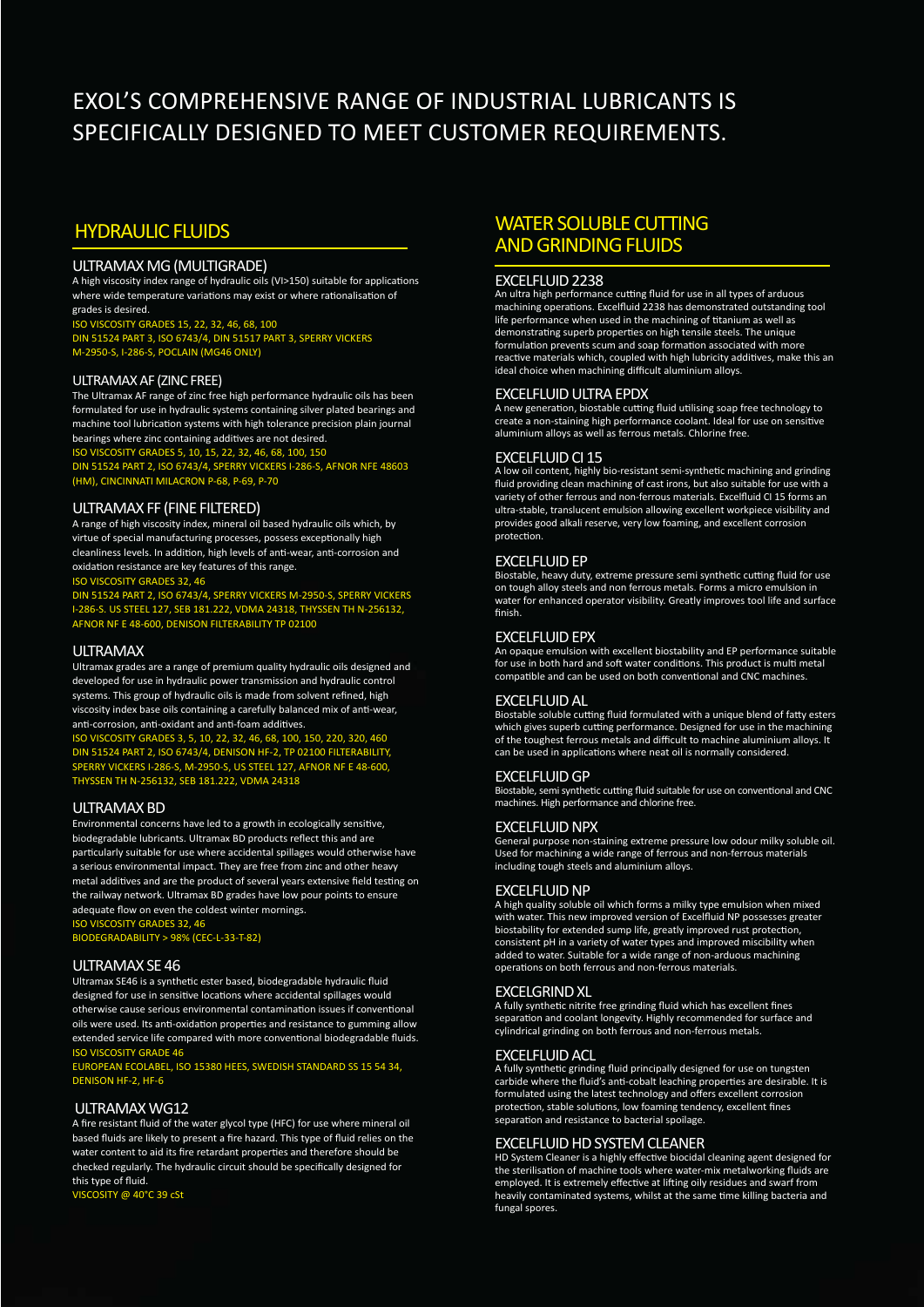# EXOL'S COMPREHENSIVE RANGE OF INDUSTRIAL LUBRICANTS IS SPECIFICALLY DESIGNED TO MEET CUSTOMER REQUIREMENTS.

## HYDRAULIC FLUIDS

### ULTRAMAX MG (MULTIGRADE)

A high viscosity index range of hydraulic oils (VI>150) suitable for applications where wide temperature variations may exist or where rationalisation of grades is desired.

ISO VISCOSITY GRADES 15, 22, 32, 46, 68, 100

DIN 51524 PART 3, ISO 6743/4, DIN 51517 PART 3, SPERRY VICKERS M-2950-S, I-286-S, POCLAIN (MG46 ONLY)

### ULTRAMAX AF (ZINC FREE)

The Ultramax AF range of zinc free high performance hydraulic oils has been formulated for use in hydraulic systems containing silver plated bearings and machine tool lubrication systems with high tolerance precision plain journal bearings where zinc containing additives are not desired.

ISO VISCOSITY GRADES 5, 10, 15, 22, 32, 46, 68, 100, 150

DIN 51524 PART 2, ISO 6743/4, SPERRY VICKERS I-286-S, AFNOR NFE 48603 (HM), CINCINNATI MILACRON P-68, P-69, P-70

### ULTRAMAX FF (FINE FILTERED)

A range of high viscosity index, mineral oil based hydraulic oils which, by virtue of special manufacturing processes, possess exceptionally high cleanliness levels. In addition, high levels of anti-wear, anti-corrosion and oxidation resistance are key features of this range.

ISO VISCOSITY GRADES 32, 46

DIN 51524 PART 2, ISO 6743/4, SPERRY VICKERS M-2950-S, SPERRY VICKERS I-286-S. US STEEL 127, SEB 181.222, VDMA 24318, THYSSEN TH N-256132, AFNOR NF E 48-600, DENISON FILTERABILITY TP 02100

### ULTRAMAX

Ultramax grades are a range of premium quality hydraulic oils designed and developed for use in hydraulic power transmission and hydraulic control systems. This group of hydraulic oils is made from solvent refined, high viscosity index base oils containing a carefully balanced mix of anti-wear, anti-corrosion, anti-oxidant and anti-foam additives.

ISO VISCOSITY GRADES 3, 5, 10, 22, 32, 46, 68, 100, 150, 220, 320, 460

DIN 51524 PART 2, ISO 6743/4, DENISON HF-2, TP 02100 FILTERABILITY, SPERRY VICKERS I-286-S, M-2950-S, US STEEL 127, AFNOR NF E 48-600, THYSSEN TH N-256132, SEB 181.222, VDMA 24318

### ULTRAMAX BD

Environmental concerns have led to a growth in ecologically sensitive, biodegradable lubricants. Ultramax BD products reflect this and are particularly suitable for use where accidental spillages would otherwise have a serious environmental impact. They are free from zinc and other heavy metal additives and are the product of several years extensive field testing on the railway network. Ultramax BD grades have low pour points to ensure adequate flow on even the coldest winter mornings.

ISO VISCOSITY GRADES 32, 46

BIODEGRADABILITY > 98% (CEC-L-33-T-82)

### ULTRAMAX SE 46

Ultramax SE46 is a synthetic ester based, biodegradable hydraulic fluid designed for use in sensitive locations where accidental spillages would otherwise cause serious environmental contamination issues if conventional oils were used. Its anti-oxidation properties and resistance to gumming allow extended service life compared with more conventional biodegradable fluids.

ISO VISCOSITY GRADE 46

EUROPEAN ECOLABEL, ISO 15380 HEES, SWEDISH STANDARD SS 15 54 34, DENISON HF-2, HF-6

### ULTRAMAX WG12

A fire resistant fluid of the water glycol type (HFC) for use where mineral oil based fluids are likely to present a fire hazard. This type of fluid relies on the water content to aid its fire retardant properties and therefore should be checked regularly. The hydraulic circuit should be specifically designed for this type of fluid.

VISCOSITY @ 40°C 39 cSt

## WATER SOLUBLE CUTTING AND GRINDING FLUIDS

### EXCELFLUID 2238

An ultra high performance cutting fluid for use in all types of arduous machining operations. Excelfluid 2238 has demonstrated outstanding tool life performance when used in the machining of titanium as well as demonstrating superb properties on high tensile steels. The unique formulation prevents scum and soap formation associated with more reactive materials which, coupled with high lubricity additives, make this an ideal choice when machining difficult aluminium alloys.

### EXCELFLUID ULTRA EPDX

A new generation, biostable cutting fluid utilising soap free technology to create a non-staining high performance coolant. Ideal for use on sensitive aluminium alloys as well as ferrous metals. Chlorine free.

### EXCELFLUID CI 15

A low oil content, highly bio-resistant semi-synthetic machining and grinding fluid providing clean machining of cast irons, but also suitable for use with a variety of other ferrous and non-ferrous materials. Excelfluid CI 15 forms an ultra-stable, translucent emulsion allowing excellent workpiece visibility and provides good alkali reserve, very low foaming, and excellent corrosion protection.

### EXCELFLUID EP

Biostable, heavy duty, extreme pressure semi synthetic cutting fluid for use on tough alloy steels and non ferrous metals. Forms a micro emulsion in water for enhanced operator visibility. Greatly improves tool life and surface finish.

### EXCELFLUID EPX

An opaque emulsion with excellent biostability and EP performance suitable for use in both hard and soft water conditions. This product is multi metal compatible and can be used on both conventional and CNC machines.

### EXCELFLUID AL

Biostable soluble cutting fluid formulated with a unique blend of fatty esters which gives superb cutting performance. Designed for use in the machining of the toughest ferrous metals and difficult to machine aluminium alloys. It can be used in applications where neat oil is normally considered.

### EXCELFLUID GP

Biostable, semi synthetic cutting fluid suitable for use on conventional and CNC machines. High performance and chlorine free.

### EXCELFLUID NPX

General purpose non-staining extreme pressure low odour milky soluble oil. Used for machining a wide range of ferrous and non-ferrous materials including tough steels and aluminium alloys.

### EXCELFLUID NP

A high quality soluble oil which forms a milky type emulsion when mixed with water. This new improved version of Excelfluid NP possesses greater biostability for extended sump life, greatly improved rust protection, consistent pH in a variety of water types and improved miscibility when added to water. Suitable for a wide range of non-arduous machining operations on both ferrous and non-ferrous materials.

### EXCELGRIND XL

A fully synthetic nitrite free grinding fluid which has excellent fines separation and coolant longevity. Highly recommended for surface and cylindrical grinding on both ferrous and non-ferrous metals.

### EXCELFLUID ACL

A fully synthetic grinding fluid principally designed for use on tungsten carbide where the fluid's anti-cobalt leaching properties are desirable. It is formulated using the latest technology and offers excellent corrosion protection, stable solutions, low foaming tendency, excellent fines separation and resistance to bacterial spoilage.

### EXCELFLUID HD SYSTEM CLEANER

HD System Cleaner is a highly effective biocidal cleaning agent designed for the sterilisation of machine tools where water-mix metalworking fluids are employed. It is extremely effective at lifting oily residues and swarf from heavily contaminated systems, whilst at the same time killing bacteria and fungal spores.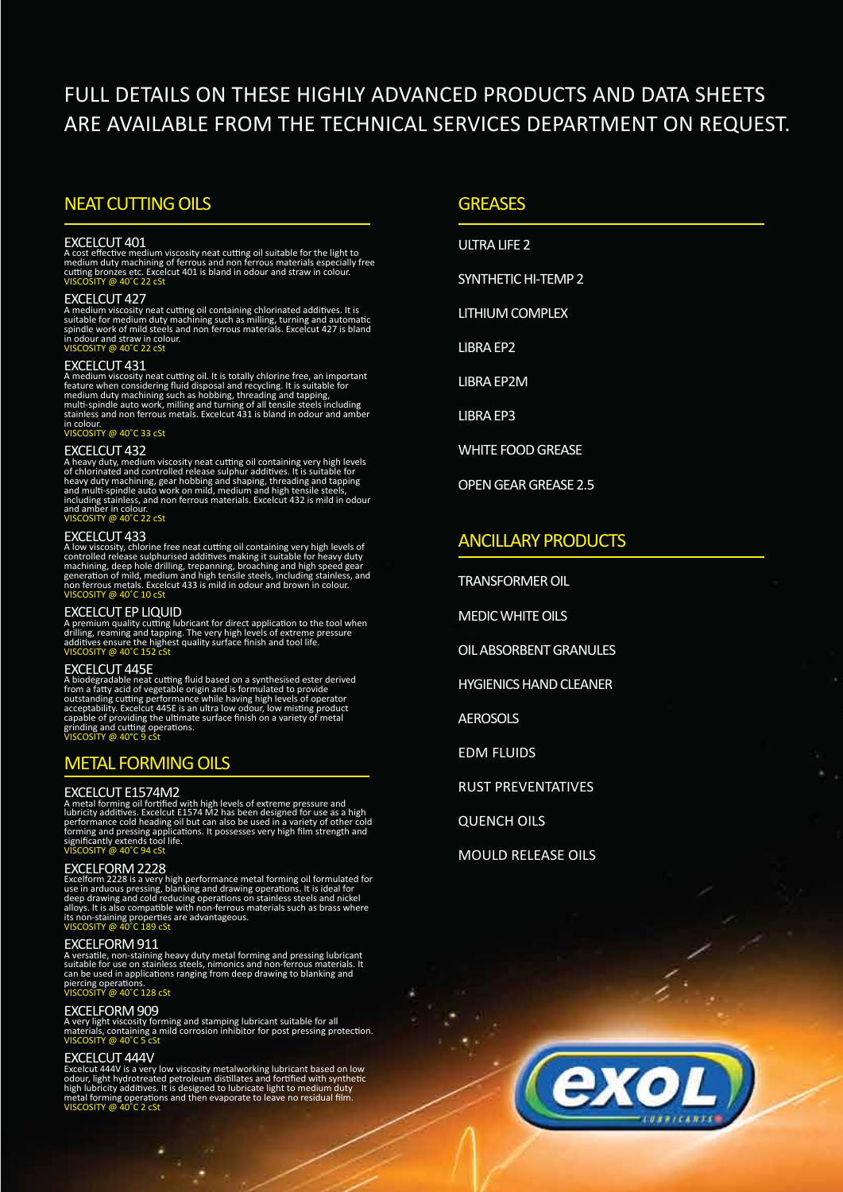# FULL DETAILS ON THESE HIGHLY ADVANCED PRODUCTS AND DATA SHEETS ARE AVAILABLE FROM THE TECHNICAL SERVICES DEPARTMENT ON REQUEST.

## NEAT CUTTING OILS

### EXCELCUT 401

A cost effective medium viscosity neat cutting oil suitable for the light to medium duty machining of ferrous and non ferrous materials especially free cutting bronzes etc. Excelcut 401 is bland in odour and straw in colour.
VISCOSITY @ 40˚C 22 cSt

### EXCELCUT 427

A medium viscosity neat cutting oil containing chlorinated additives. It is suitable for medium duty machining such as milling, turning and automatic spindle work of mild steels and non ferrous materials. Excelcut 427 is bland in odour and straw in colour.
VISCOSITY @ 40˚C 22 cSt

### EXCELCUT 431

A medium viscosity neat cutting oil. It is totally chlorine free, an important feature when considering fluid disposal and recycling. It is suitable for medium duty machining such as hobbing, threading and tapping, multi-spindle auto work, milling and turning of all tensile steels including stainless and non ferrous metals. Excelcut 431 is bland in odour and amber in colour.
VISCOSITY @ 40˚C 33 cSt

### EXCELCUT 432

A heavy duty, medium viscosity neat cutting oil containing very high levels of chlorinated and controlled release sulphur additives. It is suitable for heavy duty machining, gear hobbing and shaping, threading and tapping and multi-spindle auto work on mild, medium and high tensile steels, including stainless, and non ferrous materials. Excelcut 432 is mild in odour and amber in colour.
VISCOSITY @ 40˚C 22 cSt

### EXCELCUT 433

A low viscosity, chlorine free neat cutting oil containing very high levels of controlled release sulphurised additives making it suitable for heavy duty machining, deep hole drilling, trepanning, broaching and high speed gear generation of mild, medium and high tensile steels, including stainless, and non ferrous metals. Excelcut 433 is mild in odour and brown in colour.
VISCOSITY @ 40˚C 10 cSt

### EXCELCUT EP LIQUID

A premium quality cutting lubricant for direct application to the tool when drilling, reaming and tapping. The very high levels of extreme pressure additives ensure the highest quality surface finish and tool life.
VISCOSITY @ 40˚C 152 cSt

### EXCELCUT 445E

A biodegradable neat cutting fluid based on a synthesised ester derived from a fatty acid of vegetable origin and is formulated to provide outstanding cutting performance while having high levels of operator acceptability. Excelcut 445E is an ultra low odour, low misting product capable of providing the ultimate surface finish on a variety of metal grinding and cutting operations.
VISCOSITY @ 40˚C 9 cSt

## METAL FORMING OILS

### EXCELCUT E1574M2

A metal forming oil fortified with high levels of extreme pressure and lubricity additives. Excelcut E1574 M2 has been designed for use as a high performance cold heading oil but can also be used in a variety of other cold forming and pressing applications. It possesses very high film strength and significantly extends tool life.
VISCOSITY @ 40˚C 94 cSt

### EXCELFORM 2228

Excelform 2228 is a very high performance metal forming oil formulated for use in arduous pressing, blanking and drawing operations. It is ideal for deep drawing and cold reducing operations on stainless steels and nickel alloys. It is also compatible with non-ferrous materials such as brass where its non-staining properties are advantageous.
VISCOSITY @ 40˚C 189 cSt

### EXCELFORM 911

A versatile, non-staining heavy duty metal forming and pressing lubricant suitable for use on stainless steels, nimonics and non-ferrous materials. It can be used in applications ranging from deep drawing to blanking and piercing operations.
VISCOSITY @ 40˚C 128 cSt

### EXCELFORM 909

A very light viscosity forming and stamping lubricant suitable for all materials, containing a mild corrosion inhibitor for post pressing protection.
VISCOSITY @ 40˚C 5 cSt

### EXCELCUT 444V

Excelcut 444V is a very low viscosity metalworking lubricant based on low odour, light hydrotreated petroleum distillates and fortified with synthetic high lubricity additives. It is designed to lubricate light to medium duty metal forming operations and then evaporate to leave no residual film.
VISCOSITY @ 40˚C 2 cSt

## GREASES

- ULTRA LIFE 2
- SYNTHETIC HI-TEMP 2
- LITHIUM COMPLEX
- LIBRA EP2
- LIBRA EP2M
- LIBRA EP3
- WHITE FOOD GREASE
- OPEN GEAR GREASE 2.5

## ANCILLARY PRODUCTS

- TRANSFORMER OIL
- MEDIC WHITE OILS
- OIL ABSORBENT GRANULES
- HYGIENICS HAND CLEANER
- AEROSOLS
- EDM FLUIDS
- RUST PREVENTATIVES
- QUENCH OILS
- MOULD RELEASE OILS

exol LUBRICANTS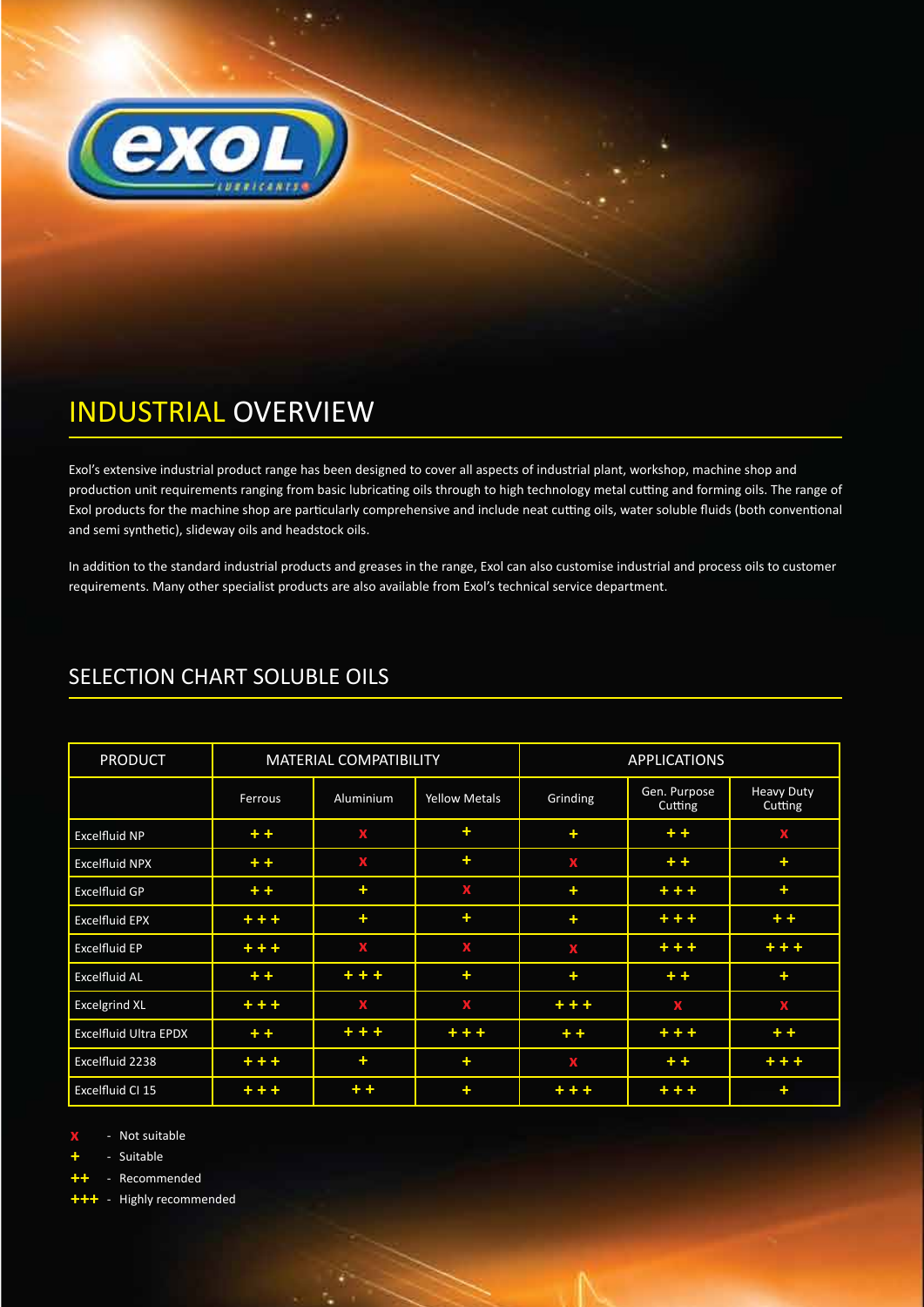# INDUSTRIAL OVERVIEW

Exol's extensive industrial product range has been designed to cover all aspects of industrial plant, workshop, machine shop and production unit requirements ranging from basic lubricating oils through to high technology metal cutting and forming oils. The range of Exol products for the machine shop are particularly comprehensive and include neat cutting oils, water soluble fluids (both conventional and semi synthetic), slideway oils and headstock oils.

In addition to the standard industrial products and greases in the range, Exol can also customise industrial and process oils to customer requirements. Many other specialist products are also available from Exol's technical service department.

## SELECTION CHART SOLUBLE OILS

| PRODUCT | MATERIAL COMPATIBILITY | | | APPLICATIONS | | |
|---|---|---|---|---|---|---|
| | Ferrous | Aluminium | Yellow Metals | Grinding | Gen. Purpose Cutting | Heavy Duty Cutting |
| Excelfluid NP | ++ | x | + | + | ++ | x |
| Excelfluid NPX | ++ | x | + | x | ++ | + |
| Excelfluid GP | ++ | + | x | + | +++ | + |
| Excelfluid EPX | +++ | + | + | + | +++ | ++ |
| Excelfluid EP | +++ | x | x | x | +++ | +++ |
| Excelfluid AL | ++ | +++ | + | + | ++ | + |
| Excelgrind XL | +++ | x | x | +++ | x | x |
| Excelfluid Ultra EPDX | ++ | +++ | +++ | ++ | +++ | ++ |
| Excelfluid 2238 | +++ | + | + | x | ++ | +++ |
| Excelfluid CI 15 | +++ | ++ | + | +++ | +++ | + |

x - Not suitable
+ - Suitable
++ - Recommended
+++ - Highly recommended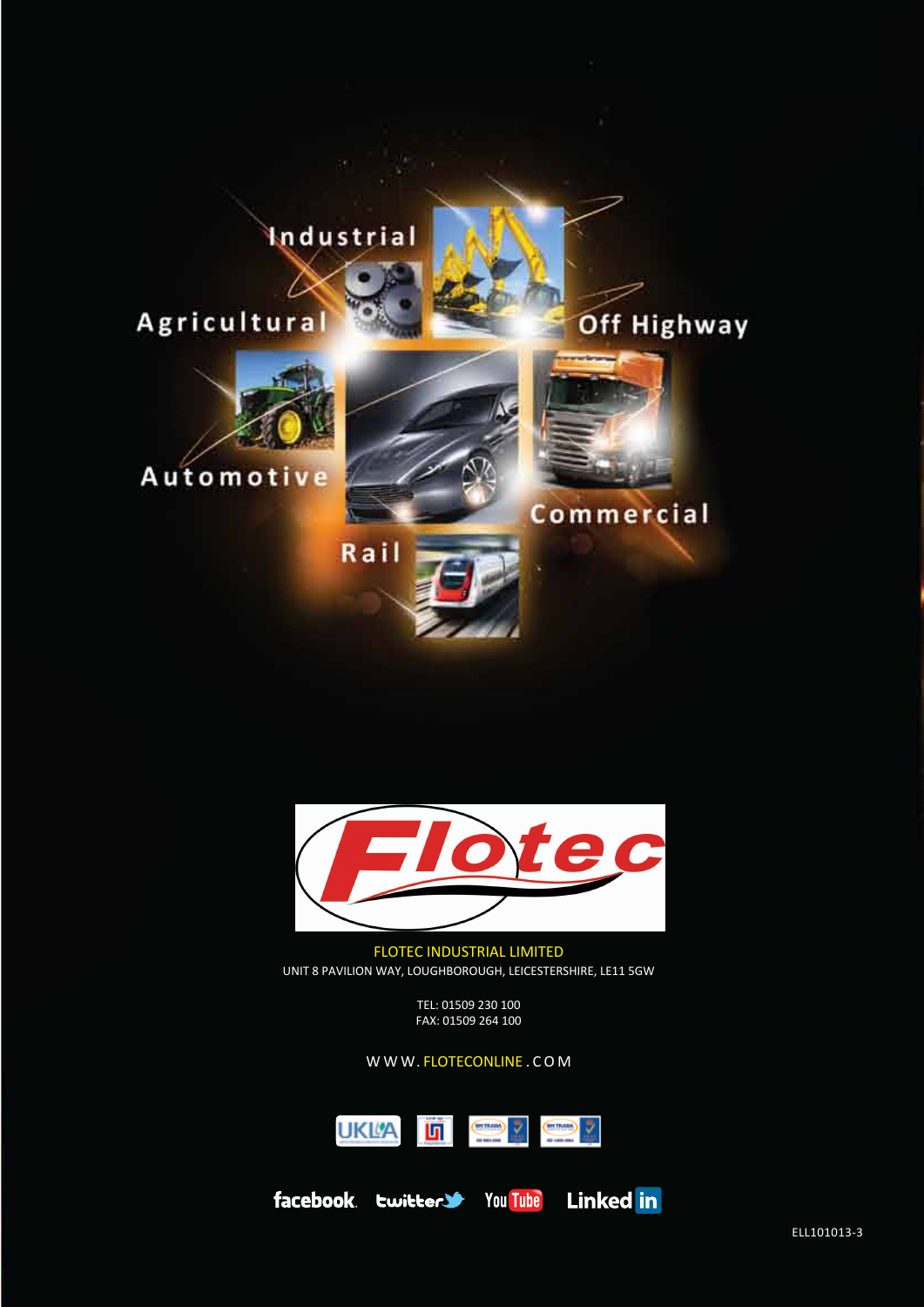Industrial

Agricultural

Off Highway

Automotive

Commercial

Rail

Flotec

FLOTEC INDUSTRIAL LIMITED
UNIT 8 PAVILION WAY, LOUGHBOROUGH, LEICESTERSHIRE, LE11 5GW

TEL: 01509 230 100
FAX: 01509 264 100

WWW.FLOTECONLINE.COM

facebook. twitter You Tube Linked in

ELL101013-3